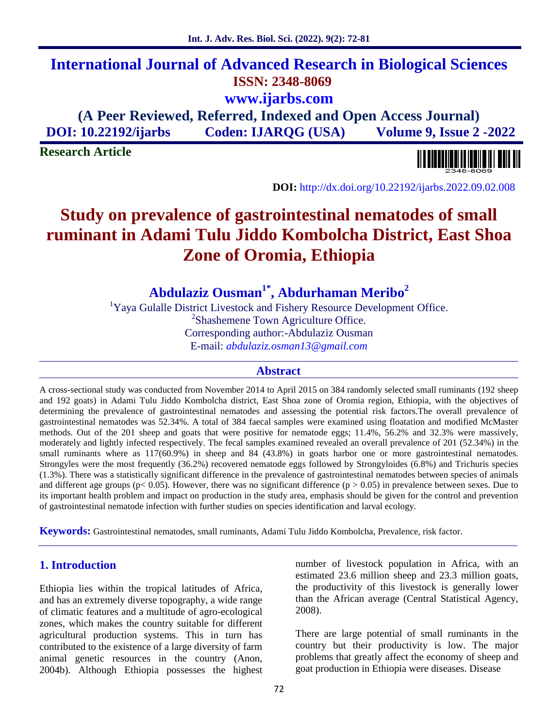# International Journal of Advanced Research in Biological Sciences

**ISSN: 2348-8069**

**www.ijarbs.com**

**(A Peer Reviewed, Referred, Indexed and Open Access Journal)**

**DOI: 10.22192/ijarbs Coden: IJARQG (USA) Volume 9, Issue 2 -2022**

**Research Article**

**DOI:** http://dx.doi.org/10.22192/ijarbs.2022.09.02.008

# Study on prevalence of gastrointestinal nematodes of small ruminant in Adami Tulu Jiddo Kombolcha District, East Shoa Zone of Oromia, Ethiopia

**Abdulaziz Ousman[1*], Abdurhaman Meribo[2]**

[1]Yaya Gulalle District Livestock and Fishery Resource Development Office.

[2]Shashemene Town Agriculture Office.

Corresponding author:-Abdulaziz Ousman

E-mail: *abdulaziz.osman13@gmail.com*

## Abstract

A cross-sectional study was conducted from November 2014 to April 2015 on 384 randomly selected small ruminants (192 sheep and 192 goats) in Adami Tulu Jiddo Kombolcha district, East Shoa zone of Oromia region, Ethiopia, with the objectives of determining the prevalence of gastrointestinal nematodes and assessing the potential risk factors.The overall prevalence of gastrointestinal nematodes was 52.34%. A total of 384 faecal samples were examined using floatation and modified McMaster methods. Out of the 201 sheep and goats that were positive for nematode eggs; 11.4%, 56.2% and 32.3% were massively, moderately and lightly infected respectively. The fecal samples examined revealed an overall prevalence of 201 (52.34%) in the small ruminants where as 117(60.9%) in sheep and 84 (43.8%) in goats harbor one or more gastrointestinal nematodes. Strongyles were the most frequently (36.2%) recovered nematode eggs followed by Strongyloides (6.8%) and Trichuris species (1.3%). There was a statistically significant difference in the prevalence of gastrointestinal nematodes between species of animals and different age groups ($p< 0.05$). However, there was no significant difference ($p > 0.05$) in prevalence between sexes. Due to its important health problem and impact on production in the study area, emphasis should be given for the control and prevention of gastrointestinal nematode infection with further studies on species identification and larval ecology.

**Keywords:** Gastrointestinal nematodes, small ruminants, Adami Tulu Jiddo Kombolcha, Prevalence, risk factor.

## 1. Introduction

Ethiopia lies within the tropical latitudes of Africa, and has an extremely diverse topography, a wide range of climatic features and a multitude of agro-ecological zones, which makes the country suitable for different agricultural production systems. This in turn has contributed to the existence of a large diversity of farm animal genetic resources in the country (Anon, 2004b). Although Ethiopia possesses the highest number of livestock population in Africa, with an estimated 23.6 million sheep and 23.3 million goats, the productivity of this livestock is generally lower than the African average (Central Statistical Agency, 2008).

There are large potential of small ruminants in the country but their productivity is low. The major problems that greatly affect the economy of sheep and goat production in Ethiopia were diseases. Disease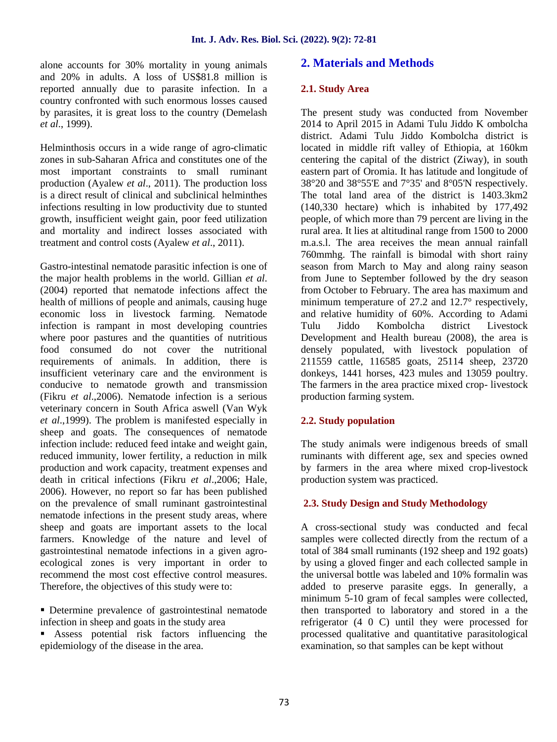alone accounts for 30% mortality in young animals and 20% in adults. A loss of US$81.8 million is reported annually due to parasite infection. In a country confronted with such enormous losses caused by parasites, it is great loss to the country (Demelash *et al*., 1999).

Helminthosis occurs in a wide range of agro-climatic zones in sub-Saharan Africa and constitutes one of the most important constraints to small ruminant production (Ayalew *et al*., 2011). The production loss is a direct result of clinical and subclinical helminthes infections resulting in low productivity due to stunted growth, insufficient weight gain, poor feed utilization and mortality and indirect losses associated with treatment and control costs (Ayalew *et al*., 2011).

Gastro-intestinal nematode parasitic infection is one of the major health problems in the world. Gillian *et al*. (2004) reported that nematode infections affect the health of millions of people and animals, causing huge economic loss in livestock farming. Nematode infection is rampant in most developing countries where poor pastures and the quantities of nutritious food consumed do not cover the nutritional requirements of animals. In addition, there is insufficient veterinary care and the environment is conducive to nematode growth and transmission (Fikru *et al*.,2006). Nematode infection is a serious veterinary concern in South Africa aswell (Van Wyk *et al*.,1999). The problem is manifested especially in sheep and goats. The consequences of nematode infection include: reduced feed intake and weight gain, reduced immunity, lower fertility, a reduction in milk production and work capacity, treatment expenses and death in critical infections (Fikru *et al*.,2006; Hale, 2006). However, no report so far has been published on the prevalence of small ruminant gastrointestinal nematode infections in the present study areas, where sheep and goats are important assets to the local farmers. Knowledge of the nature and level of gastrointestinal nematode infections in a given agro-ecological zones is very important in order to recommend the most cost effective control measures. Therefore, the objectives of this study were to:

- Determine prevalence of gastrointestinal nematode infection in sheep and goats in the study area
- Assess potential risk factors influencing the epidemiology of the disease in the area.

## 2. Materials and Methods

### 2.1. Study Area

The present study was conducted from November 2014 to April 2015 in Adami Tulu Jiddo K ombolcha district. Adami Tulu Jiddo Kombolcha district is located in middle rift valley of Ethiopia, at 160km centering the capital of the district (Ziway), in south eastern part of Oromia. It has latitude and longitude of 38°20 and 38°55'E and 7°35' and 8°05'N respectively. The total land area of the district is 1403.3km2 (140,330 hectare) which is inhabited by 177,492 people, of which more than 79 percent are living in the rural area. It lies at altitudinal range from 1500 to 2000 m.a.s.l. The area receives the mean annual rainfall 760mmhg. The rainfall is bimodal with short rainy season from March to May and along rainy season from June to September followed by the dry season from October to February. The area has maximum and minimum temperature of 27.2 and 12.7° respectively, and relative humidity of 60%. According to Adami Tulu Jiddo Kombolcha district Livestock Development and Health bureau (2008), the area is densely populated, with livestock population of 211559 cattle, 116585 goats, 25114 sheep, 23720 donkeys, 1441 horses, 423 mules and 13059 poultry. The farmers in the area practice mixed crop- livestock production farming system.

### 2.2. Study population

The study animals were indigenous breeds of small ruminants with different age, sex and species owned by farmers in the area where mixed crop-livestock production system was practiced.

### 2.3. Study Design and Study Methodology

A cross-sectional study was conducted and fecal samples were collected directly from the rectum of a total of 384 small ruminants (192 sheep and 192 goats) by using a gloved finger and each collected sample in the universal bottle was labeled and 10% formalin was added to preserve parasite eggs. In generally, a minimum 5-10 gram of fecal samples were collected, then transported to laboratory and stored in a the refrigerator (4 0 C) until they were processed for processed qualitative and quantitative parasitological examination, so that samples can be kept without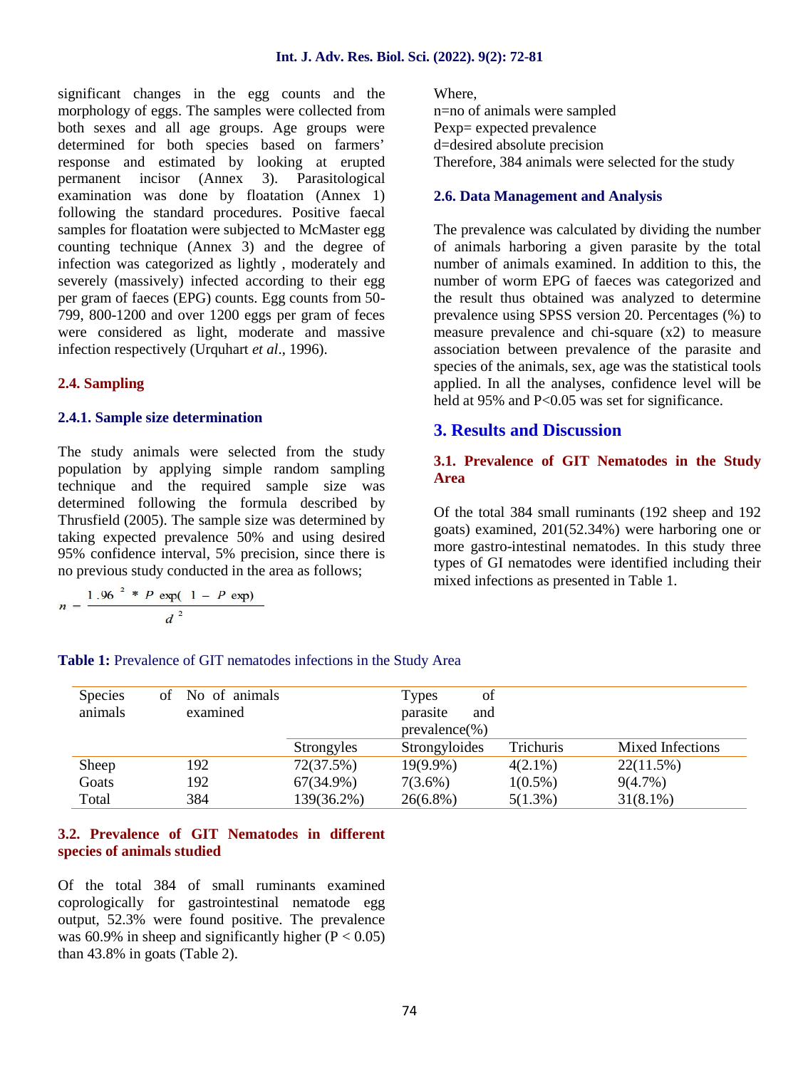significant changes in the egg counts and the morphology of eggs. The samples were collected from both sexes and all age groups. Age groups were determined for both species based on farmers' response and estimated by looking at erupted permanent incisor (Annex 3). Parasitological examination was done by floatation (Annex 1) following the standard procedures. Positive faecal samples for floatation were subjected to McMaster egg counting technique (Annex 3) and the degree of infection was categorized as lightly , moderately and severely (massively) infected according to their egg per gram of faeces (EPG) counts. Egg counts from 50-799, 800-1200 and over 1200 eggs per gram of feces were considered as light, moderate and massive infection respectively (Urquhart *et al*., 1996).

### 2.4. Sampling

#### 2.4.1. Sample size determination

The study animals were selected from the study population by applying simple random sampling technique and the required sample size was determined following the formula described by Thrusfield (2005). The sample size was determined by taking expected prevalence 50% and using desired 95% confidence interval, 5% precision, since there is no previous study conducted in the area as follows;

$$n = \frac{1.96^{2} * P\exp(1 - P\exp)}{d^{2}}$$

Where,
n=no of animals were sampled
Pexp= expected prevalence
d=desired absolute precision
Therefore, 384 animals were selected for the study

### 2.6. Data Management and Analysis

The prevalence was calculated by dividing the number of animals harboring a given parasite by the total number of animals examined. In addition to this, the number of worm EPG of faeces was categorized and the result thus obtained was analyzed to determine prevalence using SPSS version 20. Percentages (%) to measure prevalence and chi-square ($x2$) to measure association between prevalence of the parasite and species of the animals, sex, age was the statistical tools applied. In all the analyses, confidence level will be held at 95% and $P<0.05$ was set for significance.

## 3. Results and Discussion

### 3.1. Prevalence of GIT Nematodes in the Study Area

Of the total 384 small ruminants (192 sheep and 192 goats) examined, 201(52.34%) were harboring one or more gastro-intestinal nematodes. In this study three types of GI nematodes were identified including their mixed infections as presented in Table 1.

**Table 1:** Prevalence of GIT nematodes infections in the Study Area

| Species of animals | No of animals examined | | Types of parasite and prevalence(%) | | |
|---|---|---|---|---|---|
| | | Strongyles | Strongyloides | Trichuris | Mixed Infections |
| Sheep | 192 | 72(37.5%) | 19(9.9%) | 4(2.1%) | 22(11.5%) |
| Goats | 192 | 67(34.9%) | 7(3.6%) | 1(0.5%) | 9(4.7%) |
| Total | 384 | 139(36.2%) | 26(6.8%) | 5(1.3%) | 31(8.1%) |

### 3.2. Prevalence of GIT Nematodes in different species of animals studied

Of the total 384 of small ruminants examined coprologically for gastrointestinal nematode egg output, 52.3% were found positive. The prevalence was 60.9% in sheep and significantly higher ($P < 0.05$) than 43.8% in goats (Table 2).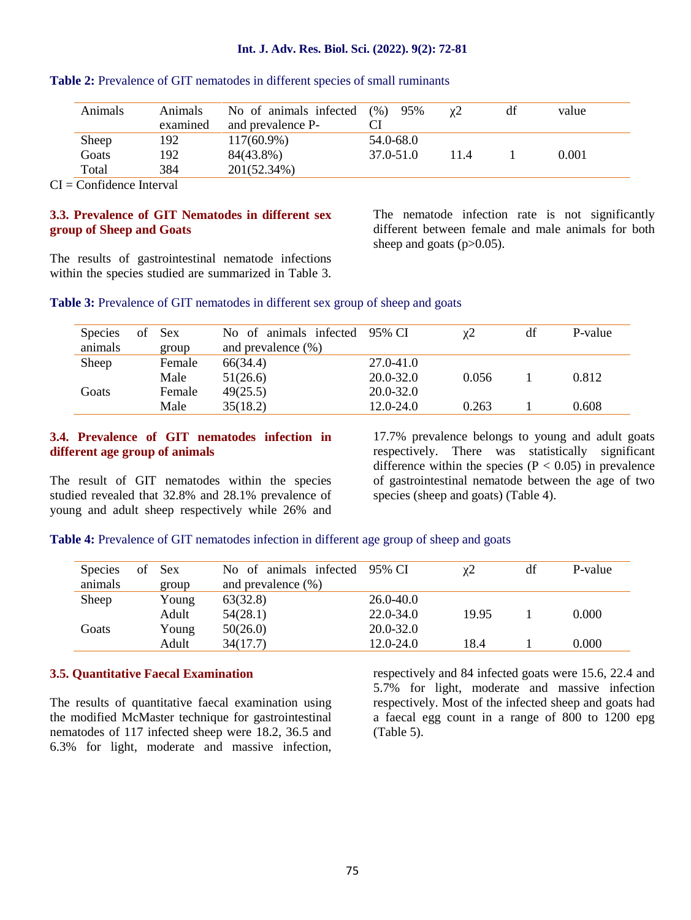**Table 2:** Prevalence of GIT nematodes in different species of small ruminants

| Animals | Animals examined | No of animals infected and prevalence P- | (%) 95% CI | χ2 | df | value |
|---|---|---|---|---|---|---|
| Sheep | 192 | 117(60.9%) | 54.0-68.0 | | | |
| Goats | 192 | 84(43.8%) | 37.0-51.0 | 11.4 | 1 | 0.001 |
| Total | 384 | 201(52.34%) | | | | |

CI = Confidence Interval

### 3.3. Prevalence of GIT Nematodes in different sex group of Sheep and Goats

The results of gastrointestinal nematode infections within the species studied are summarized in Table 3. The nematode infection rate is not significantly different between female and male animals for both sheep and goats ($p>0.05$).

**Table 3:** Prevalence of GIT nematodes in different sex group of sheep and goats

| Species of animals | Sex group | No of animals infected and prevalence (%) | 95% CI | χ2 | df | P-value |
|---|---|---|---|---|---|---|
| Sheep | Female | 66(34.4) | 27.0-41.0 | | | |
| | Male | 51(26.6) | 20.0-32.0 | 0.056 | 1 | 0.812 |
| Goats | Female | 49(25.5) | 20.0-32.0 | | | |
| | Male | 35(18.2) | 12.0-24.0 | 0.263 | 1 | 0.608 |

### 3.4. Prevalence of GIT nematodes infection in different age group of animals

The result of GIT nematodes within the species studied revealed that 32.8% and 28.1% prevalence of young and adult sheep respectively while 26% and 17.7% prevalence belongs to young and adult goats respectively. There was statistically significant difference within the species ($P < 0.05$) in prevalence of gastrointestinal nematode between the age of two species (sheep and goats) (Table 4).

**Table 4:** Prevalence of GIT nematodes infection in different age group of sheep and goats

| Species of animals | Sex group | No of animals infected and prevalence (%) | 95% CI | χ2 | df | P-value |
|---|---|---|---|---|---|---|
| Sheep | Young | 63(32.8) | 26.0-40.0 | | | |
| | Adult | 54(28.1) | 22.0-34.0 | 19.95 | 1 | 0.000 |
| Goats | Young | 50(26.0) | 20.0-32.0 | | | |
| | Adult | 34(17.7) | 12.0-24.0 | 18.4 | 1 | 0.000 |

### 3.5. Quantitative Faecal Examination

The results of quantitative faecal examination using the modified McMaster technique for gastrointestinal nematodes of 117 infected sheep were 18.2, 36.5 and 6.3% for light, moderate and massive infection, respectively and 84 infected goats were 15.6, 22.4 and 5.7% for light, moderate and massive infection respectively. Most of the infected sheep and goats had a faecal egg count in a range of 800 to 1200 epg (Table 5).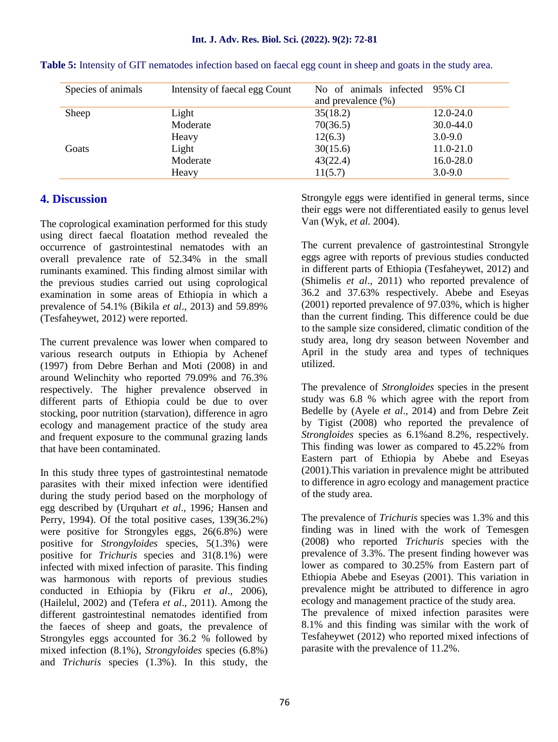**Table 5:** Intensity of GIT nematodes infection based on faecal egg count in sheep and goats in the study area.

| Species of animals | Intensity of faecal egg Count | No of animals infected and prevalence (%) | 95% CI |
|---|---|---|---|
| Sheep | Light | 35(18.2) | 12.0-24.0 |
| | Moderate | 70(36.5) | 30.0-44.0 |
| | Heavy | 12(6.3) | 3.0-9.0 |
| Goats | Light | 30(15.6) | 11.0-21.0 |
| | Moderate | 43(22.4) | 16.0-28.0 |
| | Heavy | 11(5.7) | 3.0-9.0 |

## 4. Discussion

The coprological examination performed for this study using direct faecal floatation method revealed the occurrence of gastrointestinal nematodes with an overall prevalence rate of 52.34% in the small ruminants examined. This finding almost similar with the previous studies carried out using coprological examination in some areas of Ethiopia in which a prevalence of 54.1% (Bikila *et al*., 2013) and 59.89% (Tesfaheywet, 2012) were reported.

The current prevalence was lower when compared to various research outputs in Ethiopia by Achenef (1997) from Debre Berhan and Moti (2008) in and around Welinchity who reported 79.09% and 76.3% respectively. The higher prevalence observed in different parts of Ethiopia could be due to over stocking, poor nutrition (starvation), difference in agro ecology and management practice of the study area and frequent exposure to the communal grazing lands that have been contaminated.

In this study three types of gastrointestinal nematode parasites with their mixed infection were identified during the study period based on the morphology of egg described by (Urquhart *et al*., 1996*;* Hansen and Perry, 1994). Of the total positive cases, 139(36.2%) were positive for Strongyles eggs, 26(6.8%) were positive for *Strongyloides* species, 5(1.3%) were positive for *Trichuris* species and 31(8.1%) were infected with mixed infection of parasite. This finding was harmonous with reports of previous studies conducted in Ethiopia by (Fikru *et al*., 2006), (Hailelul, 2002) and (Tefera *et al*., 2011). Among the different gastrointestinal nematodes identified from the faeces of sheep and goats, the prevalence of Strongyles eggs accounted for 36.2 % followed by mixed infection (8.1%), *Strongyloides* species (6.8%) and *Trichuris* species (1.3%). In this study, the Strongyle eggs were identified in general terms, since their eggs were not differentiated easily to genus level Van (Wyk, *et al.* 2004).

The current prevalence of gastrointestinal Strongyle eggs agree with reports of previous studies conducted in different parts of Ethiopia (Tesfaheywet, 2012) and (Shimelis *et al*., 2011) who reported prevalence of 36.2 and 37.63% respectively. Abebe and Eseyas (2001) reported prevalence of 97.03%, which is higher than the current finding. This difference could be due to the sample size considered, climatic condition of the study area, long dry season between November and April in the study area and types of techniques utilized.

The prevalence of *Strongloides* species in the present study was 6.8 % which agree with the report from Bedelle by (Ayele *et al*., 2014) and from Debre Zeit by Tigist (2008) who reported the prevalence of *Strongloides* species as 6.1%and 8.2%, respectively. This finding was lower as compared to 45.22% from Eastern part of Ethiopia by Abebe and Eseyas (2001).This variation in prevalence might be attributed to difference in agro ecology and management practice of the study area.

The prevalence of *Trichuris* species was 1.3% and this finding was in lined with the work of Temesgen (2008) who reported *Trichuris* species with the prevalence of 3.3%. The present finding however was lower as compared to 30.25% from Eastern part of Ethiopia Abebe and Eseyas (2001). This variation in prevalence might be attributed to difference in agro ecology and management practice of the study area.

The prevalence of mixed infection parasites were 8.1% and this finding was similar with the work of Tesfaheywet (2012) who reported mixed infections of parasite with the prevalence of 11.2%.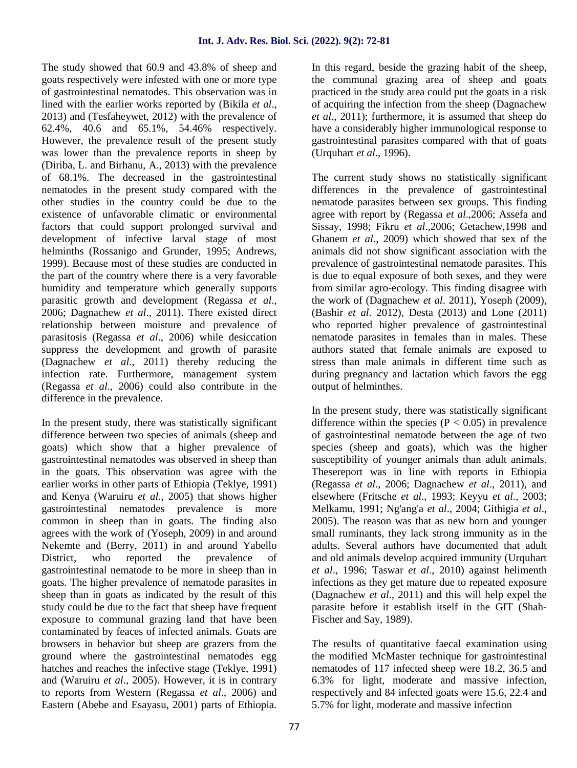The study showed that 60.9 and 43.8% of sheep and goats respectively were infested with one or more type of gastrointestinal nematodes. This observation was in lined with the earlier works reported by (Bikila *et al*., 2013) and (Tesfaheywet, 2012) with the prevalence of 62.4%, 40.6 and 65.1%, 54.46% respectively. However, the prevalence result of the present study was lower than the prevalence reports in sheep by (Diriba, L. and Birhanu, A., 2013) with the prevalence of 68.1%. The decreased in the gastrointestinal nematodes in the present study compared with the other studies in the country could be due to the existence of unfavorable climatic or environmental factors that could support prolonged survival and development of infective larval stage of most helminths (Rossanigo and Grunder, 1995; Andrews, 1999). Because most of these studies are conducted in the part of the country where there is a very favorable humidity and temperature which generally supports parasitic growth and development (Regassa *et al*., 2006; Dagnachew *et al*., 2011). There existed direct relationship between moisture and prevalence of parasitosis (Regassa *et al*., 2006) while desiccation suppress the development and growth of parasite (Dagnachew *et al*., 2011) thereby reducing the infection rate. Furthermore, management system (Regassa *et al*., 2006) could also contribute in the difference in the prevalence.

In the present study, there was statistically significant difference between two species of animals (sheep and goats) which show that a higher prevalence of gastrointestinal nematodes was observed in sheep than in the goats. This observation was agree with the earlier works in other parts of Ethiopia (Teklye, 1991) and Kenya (Waruiru *et al*., 2005) that shows higher gastrointestinal nematodes prevalence is more common in sheep than in goats. The finding also agrees with the work of (Yoseph, 2009) in and around Nekemte and (Berry, 2011) in and around Yabello District, who reported the prevalence of gastrointestinal nematode to be more in sheep than in goats. The higher prevalence of nematode parasites in sheep than in goats as indicated by the result of this study could be due to the fact that sheep have frequent exposure to communal grazing land that have been contaminated by feaces of infected animals. Goats are browsers in behavior but sheep are grazers from the ground where the gastrointestinal nematodes egg hatches and reaches the infective stage (Teklye, 1991) and (Waruiru *et al*., 2005). However, it is in contrary to reports from Western (Regassa *et al*., 2006) and Eastern (Abebe and Esayasu, 2001) parts of Ethiopia. In this regard, beside the grazing habit of the sheep, the communal grazing area of sheep and goats practiced in the study area could put the goats in a risk of acquiring the infection from the sheep (Dagnachew *et al*., 2011); furthermore, it is assumed that sheep do have a considerably higher immunological response to gastrointestinal parasites compared with that of goats (Urquhart *et al*., 1996).

The current study shows no statistically significant differences in the prevalence of gastrointestinal nematode parasites between sex groups. This finding agree with report by (Regassa *et al*.,2006; Assefa and Sissay, 1998; Fikru *et al*.,2006; Getachew,1998 and Ghanem *et al*., 2009) which showed that sex of the animals did not show significant association with the prevalence of gastrointestinal nematode parasites. This is due to equal exposure of both sexes, and they were from similar agro-ecology. This finding disagree with the work of (Dagnachew *et al*. 2011), Yoseph (2009), (Bashir *et al*. 2012), Desta (2013) and Lone (2011) who reported higher prevalence of gastrointestinal nematode parasites in females than in males. These authors stated that female animals are exposed to stress than male animals in different time such as during pregnancy and lactation which favors the egg output of helminthes.

In the present study, there was statistically significant difference within the species ($P < 0.05$) in prevalence of gastrointestinal nematode between the age of two species (sheep and goats), which was the higher susceptibility of younger animals than adult animals. Thesereport was in line with reports in Ethiopia (Regassa *et al*., 2006; Dagnachew *et al*., 2011), and elsewhere (Fritsche *et al*., 1993; Keyyu *et al*., 2003; Melkamu, 1991; Ng'ang'a *et al*., 2004; Githigia *et al*., 2005). The reason was that as new born and younger small ruminants, they lack strong immunity as in the adults. Several authors have documented that adult and old animals develop acquired immunity (Urquhart *et al*., 1996; Taswar *et al*., 2010) against helimenth infections as they get mature due to repeated exposure (Dagnachew *et al*., 2011) and this will help expel the parasite before it establish itself in the GIT (Shah-Fischer and Say, 1989).

The results of quantitative faecal examination using the modified McMaster technique for gastrointestinal nematodes of 117 infected sheep were 18.2, 36.5 and 6.3% for light, moderate and massive infection, respectively and 84 infected goats were 15.6, 22.4 and 5.7% for light, moderate and massive infection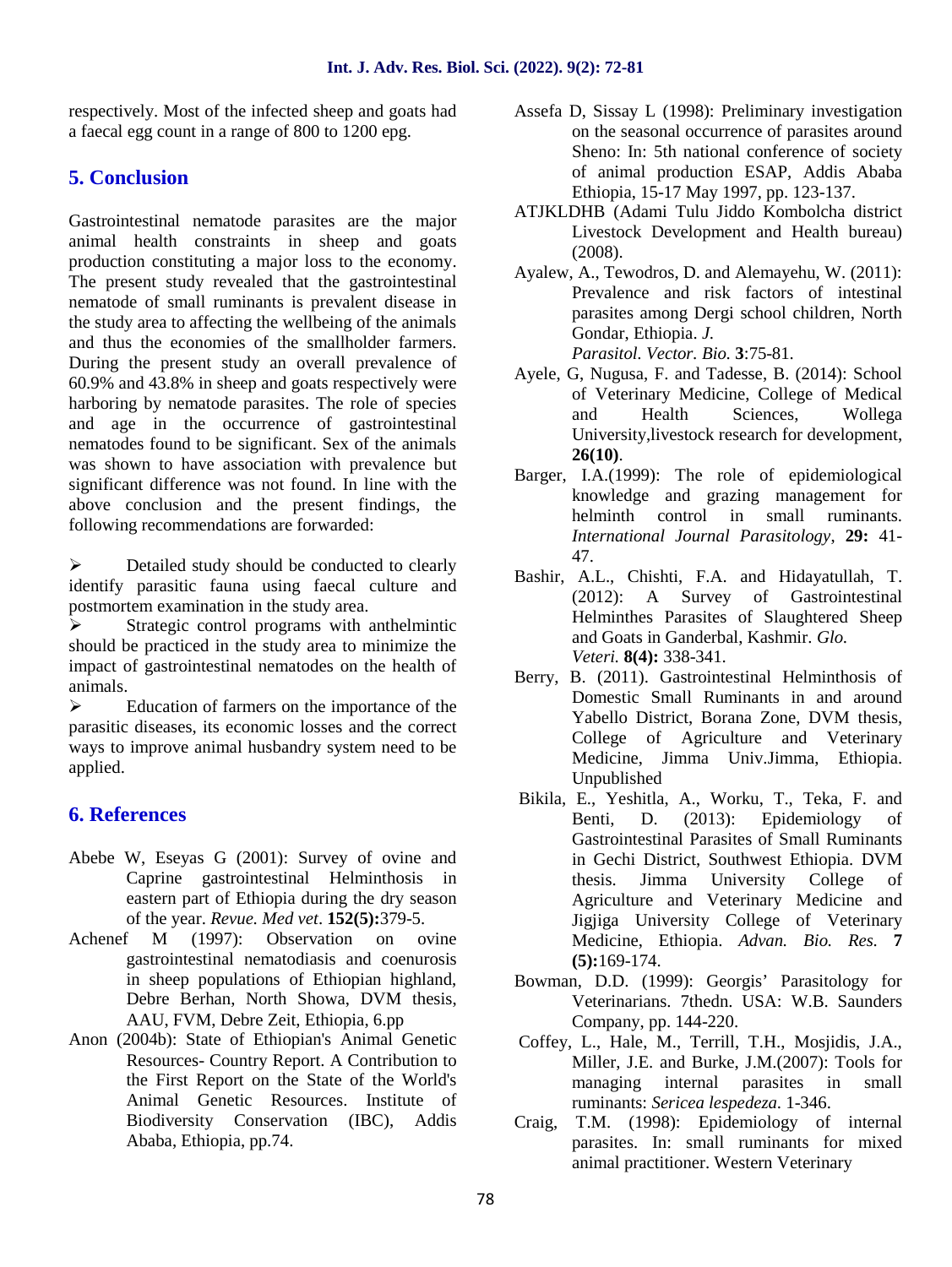respectively. Most of the infected sheep and goats had a faecal egg count in a range of 800 to 1200 epg.

## 5. Conclusion

Gastrointestinal nematode parasites are the major animal health constraints in sheep and goats production constituting a major loss to the economy. The present study revealed that the gastrointestinal nematode of small ruminants is prevalent disease in the study area to affecting the wellbeing of the animals and thus the economies of the smallholder farmers. During the present study an overall prevalence of 60.9% and 43.8% in sheep and goats respectively were harboring by nematode parasites. The role of species and age in the occurrence of gastrointestinal nematodes found to be significant. Sex of the animals was shown to have association with prevalence but significant difference was not found. In line with the above conclusion and the present findings, the following recommendations are forwarded:

- Detailed study should be conducted to clearly identify parasitic fauna using faecal culture and postmortem examination in the study area.
- Strategic control programs with anthelmintic should be practiced in the study area to minimize the impact of gastrointestinal nematodes on the health of animals.
- Education of farmers on the importance of the parasitic diseases, its economic losses and the correct ways to improve animal husbandry system need to be applied.

## 6. References

Abebe W, Eseyas G (2001): Survey of ovine and Caprine gastrointestinal Helminthosis in eastern part of Ethiopia during the dry season of the year. *Revue. Med vet*. **152(5):**379-5.

Achenef M (1997): Observation on ovine gastrointestinal nematodiasis and coenurosis in sheep populations of Ethiopian highland, Debre Berhan, North Showa, DVM thesis, AAU, FVM, Debre Zeit, Ethiopia, 6.pp

Anon (2004b): State of Ethiopian's Animal Genetic Resources- Country Report. A Contribution to the First Report on the State of the World's Animal Genetic Resources. Institute of Biodiversity Conservation (IBC), Addis Ababa, Ethiopia, pp.74.

Assefa D, Sissay L (1998): Preliminary investigation on the seasonal occurrence of parasites around Sheno: In: 5th national conference of society of animal production ESAP, Addis Ababa Ethiopia, 15-17 May 1997, pp. 123-137.

ATJKLDHB (Adami Tulu Jiddo Kombolcha district Livestock Development and Health bureau) (2008).

Ayalew, A., Tewodros, D. and Alemayehu, W. (2011): Prevalence and risk factors of intestinal parasites among Dergi school children, North Gondar, Ethiopia. *J. Parasitol. Vector. Bio.* **3**:75-81.

Ayele, G, Nugusa, F. and Tadesse, B. (2014): School of Veterinary Medicine, College of Medical and Health Sciences, Wollega University,livestock research for development, **26(10)**.

Barger, I.A.(1999): The role of epidemiological knowledge and grazing management for helminth control in small ruminants. *International Journal Parasitology*, **29:** 41-47.

Bashir, A.L., Chishti, F.A. and Hidayatullah, T. (2012): A Survey of Gastrointestinal Helminthes Parasites of Slaughtered Sheep and Goats in Ganderbal, Kashmir. *Glo. Veteri.* **8(4):** 338-341.

Berry, B. (2011). Gastrointestinal Helminthosis of Domestic Small Ruminants in and around Yabello District, Borana Zone, DVM thesis, College of Agriculture and Veterinary Medicine, Jimma Univ.Jimma, Ethiopia. Unpublished

Bikila, E., Yeshitla, A., Worku, T., Teka, F. and Benti, D. (2013): Epidemiology of Gastrointestinal Parasites of Small Ruminants in Gechi District, Southwest Ethiopia. DVM thesis. Jimma University College of Agriculture and Veterinary Medicine and Jigjiga University College of Veterinary Medicine, Ethiopia. *Advan. Bio. Res.* **7 (5):**169-174.

Bowman, D.D. (1999): Georgis' Parasitology for Veterinarians. 7thedn. USA: W.B. Saunders Company, pp. 144-220.

Coffey, L., Hale, M., Terrill, T.H., Mosjidis, J.A., Miller, J.E. and Burke, J.M.(2007): Tools for managing internal parasites in small ruminants: *Sericea lespedeza*. 1-346.

Craig, T.M. (1998): Epidemiology of internal parasites. In: small ruminants for mixed animal practitioner. Western Veterinary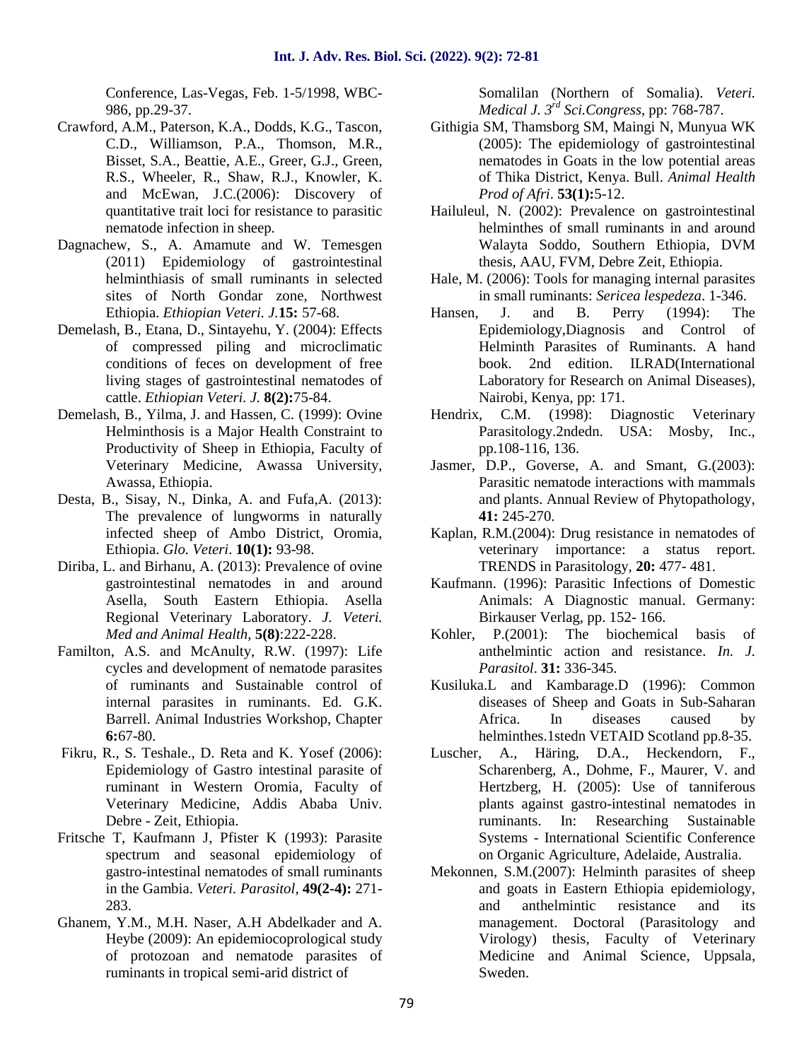Conference, Las-Vegas, Feb. 1-5/1998, WBC-986, pp.29-37.

Crawford, A.M., Paterson, K.A., Dodds, K.G., Tascon, C.D., Williamson, P.A., Thomson, M.R., Bisset, S.A., Beattie, A.E., Greer, G.J., Green, R.S., Wheeler, R., Shaw, R.J., Knowler, K. and McEwan, J.C.(2006): Discovery of quantitative trait loci for resistance to parasitic nematode infection in sheep.

Dagnachew, S., A. Amamute and W. Temesgen (2011) Epidemiology of gastrointestinal helminthiasis of small ruminants in selected sites of North Gondar zone, Northwest Ethiopia. *Ethiopian Veteri. J*.**15:** 57-68.

Demelash, B., Etana, D., Sintayehu, Y. (2004): Effects of compressed piling and microclimatic conditions of feces on development of free living stages of gastrointestinal nematodes of cattle. *Ethiopian Veteri. J.* **8(2):**75-84.

Demelash, B., Yilma, J. and Hassen, C. (1999): Ovine Helminthosis is a Major Health Constraint to Productivity of Sheep in Ethiopia, Faculty of Veterinary Medicine, Awassa University, Awassa, Ethiopia.

Desta, B., Sisay, N., Dinka, A. and Fufa,A. (2013): The prevalence of lungworms in naturally infected sheep of Ambo District, Oromia, Ethiopia. *Glo. Veteri*. **10(1):** 93-98.

Diriba, L. and Birhanu, A. (2013): Prevalence of ovine gastrointestinal nematodes in and around Asella, South Eastern Ethiopia. Asella Regional Veterinary Laboratory. *J. Veteri. Med and Animal Health*, **5(8)**:222-228.

Familton, A.S. and McAnulty, R.W. (1997): Life cycles and development of nematode parasites of ruminants and Sustainable control of internal parasites in ruminants. Ed. G.K. Barrell. Animal Industries Workshop, Chapter **6:**67-80.

Fikru, R., S. Teshale., D. Reta and K. Yosef (2006): Epidemiology of Gastro intestinal parasite of ruminant in Western Oromia, Faculty of Veterinary Medicine, Addis Ababa Univ. Debre - Zeit, Ethiopia.

Fritsche T, Kaufmann J, Pfister K (1993): Parasite spectrum and seasonal epidemiology of gastro-intestinal nematodes of small ruminants in the Gambia. *Veteri. Parasitol*, **49(2-4):** 271-283.

Ghanem, Y.M., M.H. Naser, A.H Abdelkader and A. Heybe (2009): An epidemiocoprological study of protozoan and nematode parasites of ruminants in tropical semi-arid district of Somalilan (Northern of Somalia). *Veteri. Medical J. 3rd Sci.Congress*, pp: 768-787.

Githigia SM, Thamsborg SM, Maingi N, Munyua WK (2005): The epidemiology of gastrointestinal nematodes in Goats in the low potential areas of Thika District, Kenya. Bull. *Animal Health Prod of Afri*. **53(1):**5-12.

Hailuleul, N. (2002): Prevalence on gastrointestinal helminthes of small ruminants in and around Walayta Soddo, Southern Ethiopia, DVM thesis, AAU, FVM, Debre Zeit, Ethiopia.

Hale, M. (2006): Tools for managing internal parasites in small ruminants: *Sericea lespedeza*. 1-346.

Hansen, J. and B. Perry (1994): The Epidemiology,Diagnosis and Control of Helminth Parasites of Ruminants. A hand book. 2nd edition. ILRAD(International Laboratory for Research on Animal Diseases), Nairobi, Kenya, pp: 171.

Hendrix, C.M. (1998): Diagnostic Veterinary Parasitology.2ndedn. USA: Mosby, Inc., pp.108-116, 136.

Jasmer, D.P., Goverse, A. and Smant, G.(2003): Parasitic nematode interactions with mammals and plants. Annual Review of Phytopathology, **41:** 245-270.

Kaplan, R.M.(2004): Drug resistance in nematodes of veterinary importance: a status report. TRENDS in Parasitology, **20:** 477- 481.

Kaufmann. (1996): Parasitic Infections of Domestic Animals: A Diagnostic manual. Germany: Birkauser Verlag, pp. 152- 166.

Kohler, P.(2001): The biochemical basis of anthelmintic action and resistance. *In. J. Parasitol*. **31:** 336-345.

Kusiluka.L and Kambarage.D (1996): Common diseases of Sheep and Goats in Sub-Saharan Africa. In diseases caused by helminthes.1stedn VETAID Scotland pp.8-35.

Luscher, A., Häring, D.A., Heckendorn, F., Scharenberg, A., Dohme, F., Maurer, V. and Hertzberg, H. (2005): Use of tanniferous plants against gastro-intestinal nematodes in ruminants. In: Researching Sustainable Systems - International Scientific Conference on Organic Agriculture, Adelaide, Australia.

Mekonnen, S.M.(2007): Helminth parasites of sheep and goats in Eastern Ethiopia epidemiology, and anthelmintic resistance and its management. Doctoral (Parasitology and Virology) thesis, Faculty of Veterinary Medicine and Animal Science, Uppsala, Sweden.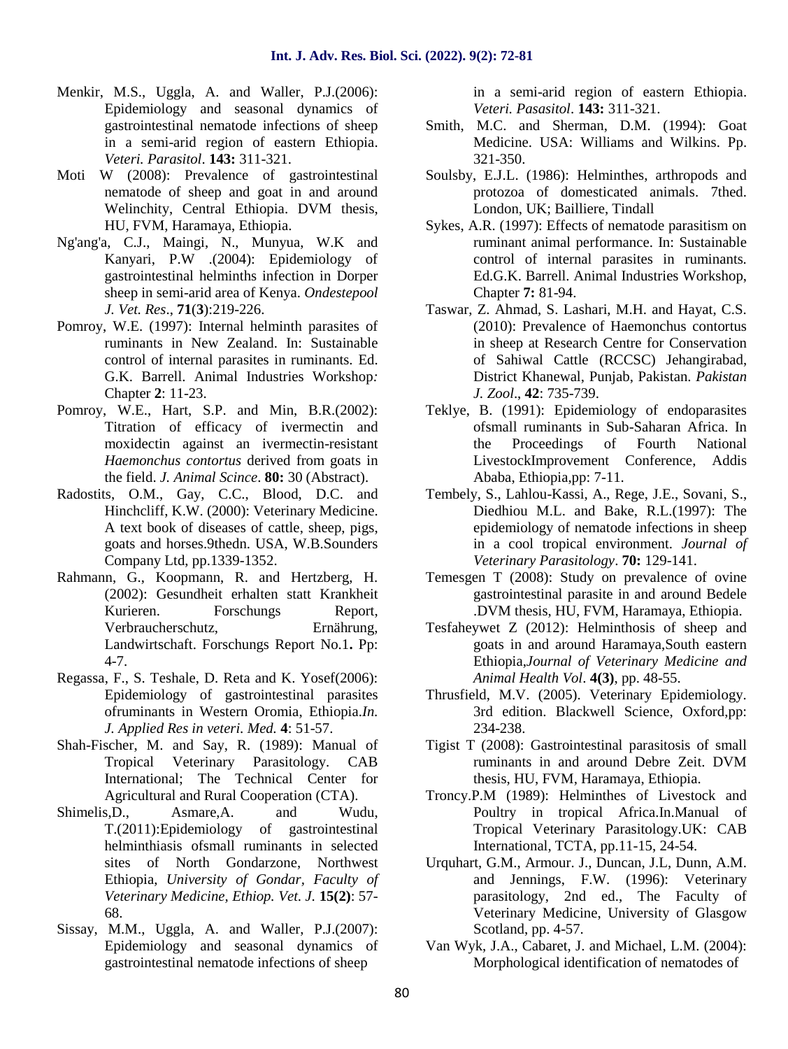Menkir, M.S., Uggla, A. and Waller, P.J.(2006): Epidemiology and seasonal dynamics of gastrointestinal nematode infections of sheep in a semi-arid region of eastern Ethiopia. *Veteri. Parasitol*. **143:** 311-321.

Moti W (2008): Prevalence of gastrointestinal nematode of sheep and goat in and around Welinchity, Central Ethiopia. DVM thesis, HU, FVM, Haramaya, Ethiopia.

Ng'ang'a, C.J., Maingi, N., Munyua, W.K and Kanyari, P.W .(2004): Epidemiology of gastrointestinal helminths infection in Dorper sheep in semi-arid area of Kenya. *Ondestepool J. Vet. Res*., **71**(**3**):219-226.

Pomroy, W.E. (1997): Internal helminth parasites of ruminants in New Zealand. In: Sustainable control of internal parasites in ruminants. Ed. G.K. Barrell. Animal Industries Workshop*:* Chapter **2**: 11-23.

Pomroy, W.E., Hart, S.P. and Min, B.R.(2002): Titration of efficacy of ivermectin and moxidectin against an ivermectin-resistant *Haemonchus contortus* derived from goats in the field. *J. Animal Scince*. **80:** 30 (Abstract).

Radostits, O.M., Gay, C.C., Blood, D.C. and Hinchcliff, K.W. (2000): Veterinary Medicine. A text book of diseases of cattle, sheep, pigs, goats and horses.9thedn. USA, W.B.Sounders Company Ltd, pp.1339-1352.

Rahmann, G., Koopmann, R. and Hertzberg, H. (2002): Gesundheit erhalten statt Krankheit Kurieren. Forschungs Report, Verbraucherschutz, Ernährung, Landwirtschaft. Forschungs Report No.1**.** Pp: 4-7.

Regassa, F., S. Teshale, D. Reta and K. Yosef(2006): Epidemiology of gastrointestinal parasites ofruminants in Western Oromia, Ethiopia.*In. J. Applied Res in veteri. Med.* **4**: 51-57.

Shah-Fischer, M. and Say, R. (1989): Manual of Tropical Veterinary Parasitology. CAB International; The Technical Center for Agricultural and Rural Cooperation (CTA).

Shimelis,D., Asmare,A. and Wudu, T.(2011):Epidemiology of gastrointestinal helminthiasis ofsmall ruminants in selected sites of North Gondarzone, Northwest Ethiopia, *University of Gondar, Faculty of Veterinary Medicine, Ethiop. Vet. J.* **15(2)**: 57-68.

Sissay, M.M., Uggla, A. and Waller, P.J.(2007): Epidemiology and seasonal dynamics of gastrointestinal nematode infections of sheep in a semi-arid region of eastern Ethiopia. *Veteri. Pasasitol*. **143:** 311-321.

Smith, M.C. and Sherman, D.M. (1994): Goat Medicine. USA: Williams and Wilkins. Pp. 321-350.

Soulsby, E.J.L. (1986): Helminthes, arthropods and protozoa of domesticated animals. 7thed. London, UK; Bailliere, Tindall

Sykes, A.R. (1997): Effects of nematode parasitism on ruminant animal performance. In: Sustainable control of internal parasites in ruminants. Ed.G.K. Barrell. Animal Industries Workshop, Chapter **7:** 81-94.

Taswar, Z. Ahmad, S. Lashari, M.H. and Hayat, C.S. (2010): Prevalence of Haemonchus contortus in sheep at Research Centre for Conservation of Sahiwal Cattle (RCCSC) Jehangirabad, District Khanewal, Punjab, Pakistan. *Pakistan J. Zool*., **42**: 735-739.

Teklye, B. (1991): Epidemiology of endoparasites ofsmall ruminants in Sub-Saharan Africa. In the Proceedings of Fourth National LivestockImprovement Conference, Addis Ababa, Ethiopia,pp: 7-11.

Tembely, S., Lahlou-Kassi, A., Rege, J.E., Sovani, S., Diedhiou M.L. and Bake, R.L.(1997): The epidemiology of nematode infections in sheep in a cool tropical environment. *Journal of Veterinary Parasitology*. **70:** 129-141.

Temesgen T (2008): Study on prevalence of ovine gastrointestinal parasite in and around Bedele .DVM thesis, HU, FVM, Haramaya, Ethiopia.

Tesfaheywet Z (2012): Helminthosis of sheep and goats in and around Haramaya,South eastern Ethiopia,*Journal of Veterinary Medicine and Animal Health Vol*. **4(3)**, pp. 48-55.

Thrusfield, M.V. (2005). Veterinary Epidemiology. 3rd edition. Blackwell Science, Oxford,pp: 234-238.

Tigist T (2008): Gastrointestinal parasitosis of small ruminants in and around Debre Zeit. DVM thesis, HU, FVM, Haramaya, Ethiopia.

Troncy.P.M (1989): Helminthes of Livestock and Poultry in tropical Africa.In.Manual of Tropical Veterinary Parasitology.UK: CAB International, TCTA, pp.11-15, 24-54.

Urquhart, G.M., Armour. J., Duncan, J.L, Dunn, A.M. and Jennings, F.W. (1996): Veterinary parasitology, 2nd ed., The Faculty of Veterinary Medicine, University of Glasgow Scotland, pp. 4-57.

Van Wyk, J.A., Cabaret, J. and Michael, L.M. (2004): Morphological identification of nematodes of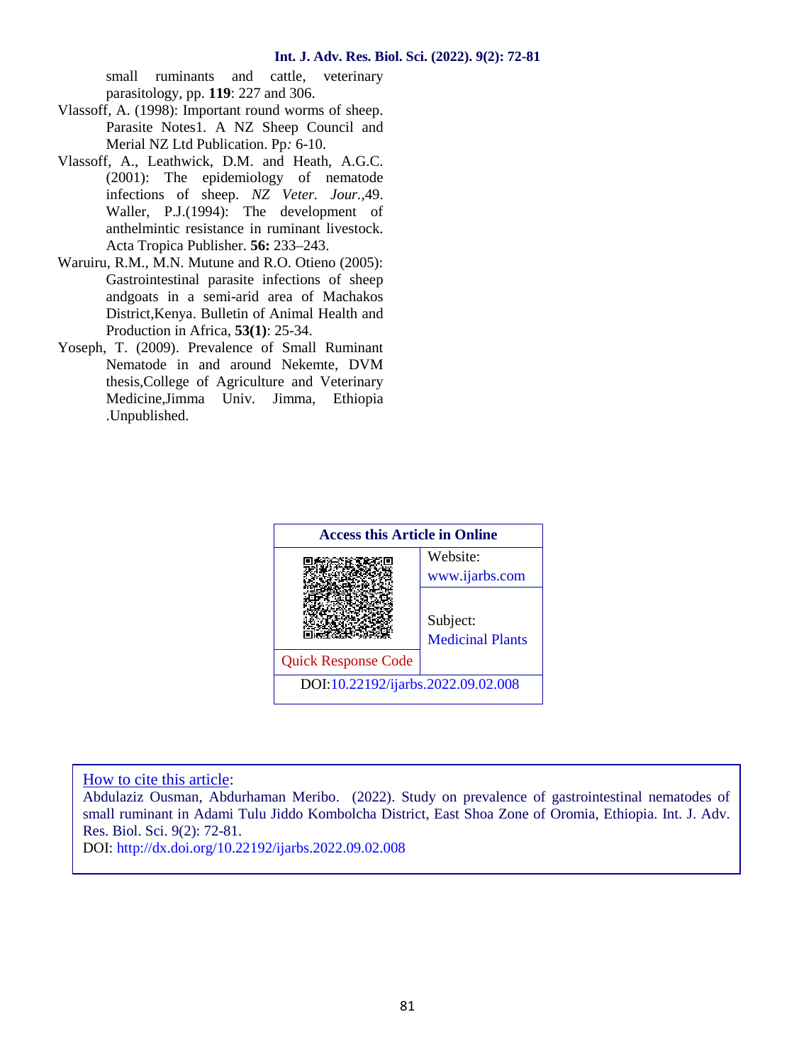small ruminants and cattle, veterinary parasitology, pp. **119**: 227 and 306.

Vlassoff, A. (1998): Important round worms of sheep. Parasite Notes1. A NZ Sheep Council and Merial NZ Ltd Publication. Pp*:* 6-10.

Vlassoff, A., Leathwick, D.M. and Heath, A.G.C. (2001): The epidemiology of nematode infections of sheep. *NZ Veter. Jour.*,49. Waller, P.J.(1994): The development of anthelmintic resistance in ruminant livestock. Acta Tropica Publisher. **56:** 233–243.

Waruiru, R.M., M.N. Mutune and R.O. Otieno (2005): Gastrointestinal parasite infections of sheep andgoats in a semi-arid area of Machakos District,Kenya. Bulletin of Animal Health and Production in Africa, **53(1)**: 25-34.

Yoseph, T. (2009). Prevalence of Small Ruminant Nematode in and around Nekemte, DVM thesis,College of Agriculture and Veterinary Medicine,Jimma Univ. Jimma, Ethiopia .Unpublished.

| Access this Article in Online | |
|---|---|
| Quick Response Code | Website: www.ijarbs.com |
| | Subject: Medicinal Plants |
| DOI:10.22192/ijarbs.2022.09.02.008 | |

How to cite this article:

Abdulaziz Ousman, Abdurhaman Meribo. (2022). Study on prevalence of gastrointestinal nematodes of small ruminant in Adami Tulu Jiddo Kombolcha District, East Shoa Zone of Oromia, Ethiopia. Int. J. Adv. Res. Biol. Sci. 9(2): 72-81.

DOI: http://dx.doi.org/10.22192/ijarbs.2022.09.02.008